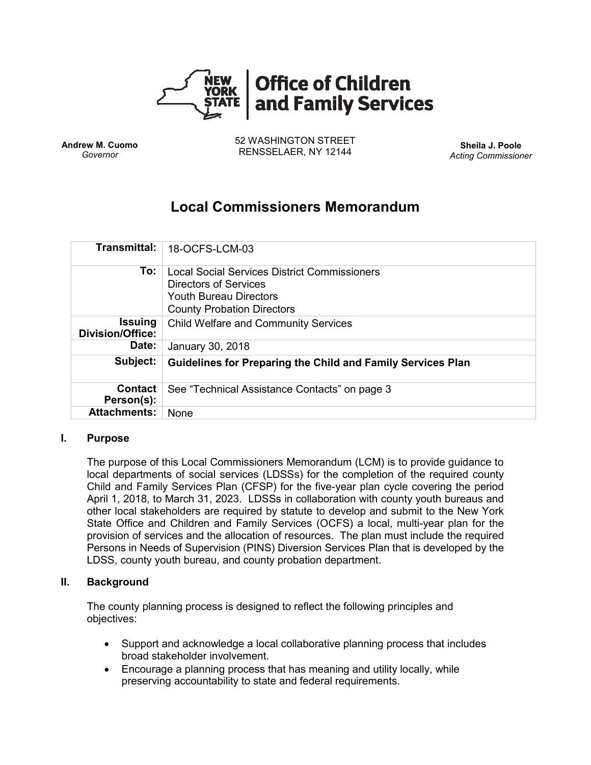**Office of Children and Family Services**

**Andrew M. Cuomo**
*Governor*

52 WASHINGTON STREET
RENSSELAER, NY 12144

**Sheila J. Poole**
*Acting Commissioner*

# Local Commissioners Memorandum

| | |
|---|---|
| **Transmittal:** | 18-OCFS-LCM-03 |
| **To:** | Local Social Services District Commissioners<br>Directors of Services<br>Youth Bureau Directors<br>County Probation Directors |
| **Issuing Division/Office:** | Child Welfare and Community Services |
| **Date:** | January 30, 2018 |
| **Subject:** | **Guidelines for Preparing the Child and Family Services Plan** |
| **Contact Person(s):** | See "Technical Assistance Contacts" on page 3 |
| **Attachments:** | None |

## I. Purpose

The purpose of this Local Commissioners Memorandum (LCM) is to provide guidance to local departments of social services (LDSSs) for the completion of the required county Child and Family Services Plan (CFSP) for the five-year plan cycle covering the period April 1, 2018, to March 31, 2023. LDSSs in collaboration with county youth bureaus and other local stakeholders are required by statute to develop and submit to the New York State Office and Children and Family Services (OCFS) a local, multi-year plan for the provision of services and the allocation of resources. The plan must include the required Persons in Needs of Supervision (PINS) Diversion Services Plan that is developed by the LDSS, county youth bureau, and county probation department.

## II. Background

The county planning process is designed to reflect the following principles and objectives:

- Support and acknowledge a local collaborative planning process that includes broad stakeholder involvement.
- Encourage a planning process that has meaning and utility locally, while preserving accountability to state and federal requirements.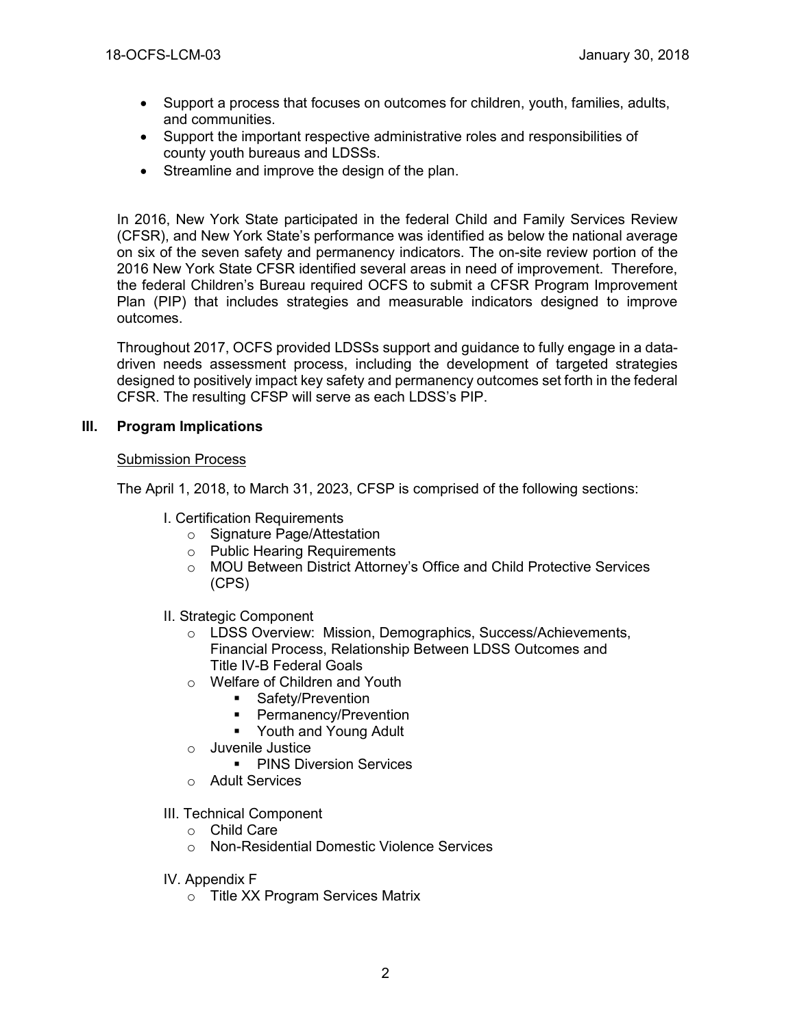- Support a process that focuses on outcomes for children, youth, families, adults, and communities.
- Support the important respective administrative roles and responsibilities of county youth bureaus and LDSSs.
- Streamline and improve the design of the plan.

In 2016, New York State participated in the federal Child and Family Services Review (CFSR), and New York State's performance was identified as below the national average on six of the seven safety and permanency indicators. The on-site review portion of the 2016 New York State CFSR identified several areas in need of improvement. Therefore, the federal Children's Bureau required OCFS to submit a CFSR Program Improvement Plan (PIP) that includes strategies and measurable indicators designed to improve outcomes.

Throughout 2017, OCFS provided LDSSs support and guidance to fully engage in a data-driven needs assessment process, including the development of targeted strategies designed to positively impact key safety and permanency outcomes set forth in the federal CFSR. The resulting CFSP will serve as each LDSS's PIP.

## III. Program Implications

<u>Submission Process</u>

The April 1, 2018, to March 31, 2023, CFSP is comprised of the following sections:

I. Certification Requirements
- Signature Page/Attestation
- Public Hearing Requirements
- MOU Between District Attorney's Office and Child Protective Services (CPS)

II. Strategic Component
- LDSS Overview: Mission, Demographics, Success/Achievements, Financial Process, Relationship Between LDSS Outcomes and Title IV-B Federal Goals
- Welfare of Children and Youth
  - Safety/Prevention
  - Permanency/Prevention
  - Youth and Young Adult
- Juvenile Justice
  - PINS Diversion Services
- Adult Services

III. Technical Component
- Child Care
- Non-Residential Domestic Violence Services

IV. Appendix F
- Title XX Program Services Matrix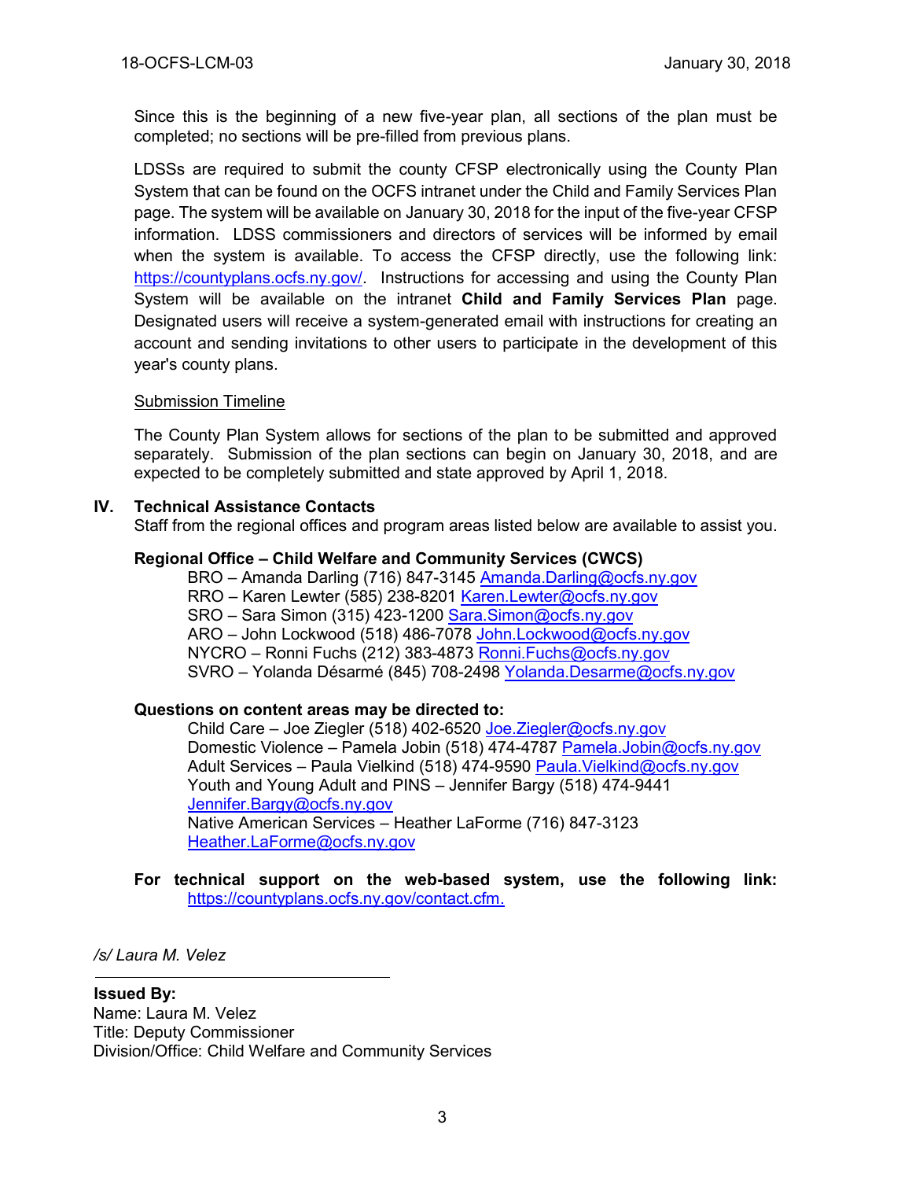Since this is the beginning of a new five-year plan, all sections of the plan must be completed; no sections will be pre-filled from previous plans.

LDSSs are required to submit the county CFSP electronically using the County Plan System that can be found on the OCFS intranet under the Child and Family Services Plan page. The system will be available on January 30, 2018 for the input of the five-year CFSP information. LDSS commissioners and directors of services will be informed by email when the system is available. To access the CFSP directly, use the following link: https://countyplans.ocfs.ny.gov/. Instructions for accessing and using the County Plan System will be available on the intranet **Child and Family Services Plan** page. Designated users will receive a system-generated email with instructions for creating an account and sending invitations to other users to participate in the development of this year's county plans.

Submission Timeline

The County Plan System allows for sections of the plan to be submitted and approved separately. Submission of the plan sections can begin on January 30, 2018, and are expected to be completely submitted and state approved by April 1, 2018.

## IV. Technical Assistance Contacts

Staff from the regional offices and program areas listed below are available to assist you.

**Regional Office – Child Welfare and Community Services (CWCS)**

BRO – Amanda Darling (716) 847-3145 Amanda.Darling@ocfs.ny.gov
RRO – Karen Lewter (585) 238-8201 Karen.Lewter@ocfs.ny.gov
SRO – Sara Simon (315) 423-1200 Sara.Simon@ocfs.ny.gov
ARO – John Lockwood (518) 486-7078 John.Lockwood@ocfs.ny.gov
NYCRO – Ronni Fuchs (212) 383-4873 Ronni.Fuchs@ocfs.ny.gov
SVRO – Yolanda Désarmé (845) 708-2498 Yolanda.Desarme@ocfs.ny.gov

**Questions on content areas may be directed to:**

Child Care – Joe Ziegler (518) 402-6520 Joe.Ziegler@ocfs.ny.gov
Domestic Violence – Pamela Jobin (518) 474-4787 Pamela.Jobin@ocfs.ny.gov
Adult Services – Paula Vielkind (518) 474-9590 Paula.Vielkind@ocfs.ny.gov
Youth and Young Adult and PINS – Jennifer Bargy (518) 474-9441 Jennifer.Bargy@ocfs.ny.gov
Native American Services – Heather LaForme (716) 847-3123 Heather.LaForme@ocfs.ny.gov

**For technical support on the web-based system, use the following link:** https://countyplans.ocfs.ny.gov/contact.cfm.

*/s/ Laura M. Velez*

**Issued By:**
Name: Laura M. Velez
Title: Deputy Commissioner
Division/Office: Child Welfare and Community Services